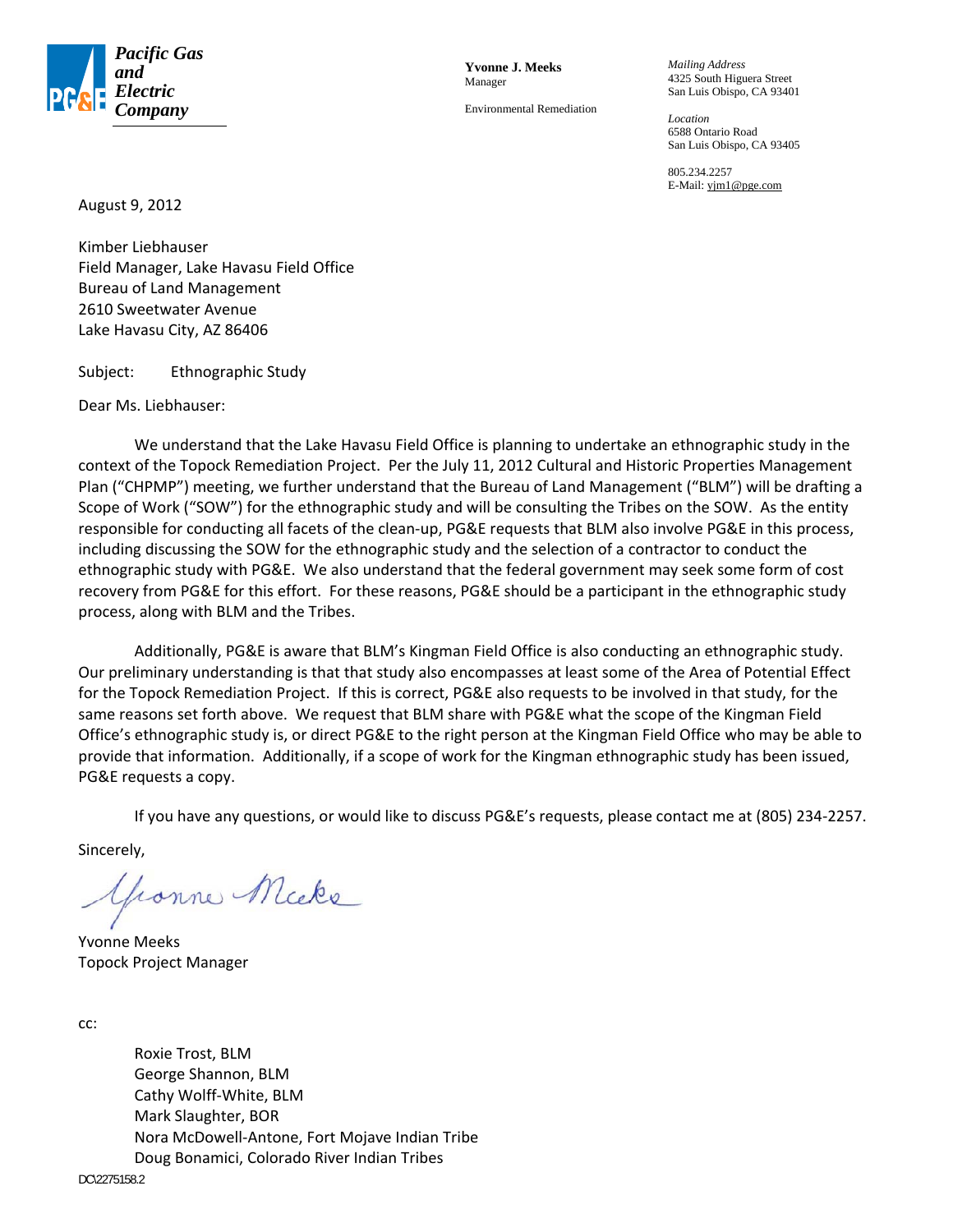**Pacific Gas and Electric Company**

**Yvonne J. Meeks**
Manager

Environmental Remediation

*Mailing Address*
4325 South Higuera Street
San Luis Obispo, CA 93401

*Location*
6588 Ontario Road
San Luis Obispo, CA 93405

805.234.2257
E-Mail: yjm1@pge.com

August 9, 2012

Kimber Liebhauser
Field Manager, Lake Havasu Field Office
Bureau of Land Management
2610 Sweetwater Avenue
Lake Havasu City, AZ 86406

Subject: Ethnographic Study

Dear Ms. Liebhauser:

We understand that the Lake Havasu Field Office is planning to undertake an ethnographic study in the context of the Topock Remediation Project. Per the July 11, 2012 Cultural and Historic Properties Management Plan ("CHPMP") meeting, we further understand that the Bureau of Land Management ("BLM") will be drafting a Scope of Work ("SOW") for the ethnographic study and will be consulting the Tribes on the SOW. As the entity responsible for conducting all facets of the clean-up, PG&E requests that BLM also involve PG&E in this process, including discussing the SOW for the ethnographic study and the selection of a contractor to conduct the ethnographic study with PG&E. We also understand that the federal government may seek some form of cost recovery from PG&E for this effort. For these reasons, PG&E should be a participant in the ethnographic study process, along with BLM and the Tribes.

Additionally, PG&E is aware that BLM's Kingman Field Office is also conducting an ethnographic study. Our preliminary understanding is that that study also encompasses at least some of the Area of Potential Effect for the Topock Remediation Project. If this is correct, PG&E also requests to be involved in that study, for the same reasons set forth above. We request that BLM share with PG&E what the scope of the Kingman Field Office's ethnographic study is, or direct PG&E to the right person at the Kingman Field Office who may be able to provide that information. Additionally, if a scope of work for the Kingman ethnographic study has been issued, PG&E requests a copy.

If you have any questions, or would like to discuss PG&E's requests, please contact me at (805) 234-2257.

Sincerely,

Yvonne Meeks
Topock Project Manager

cc:

Roxie Trost, BLM
George Shannon, BLM
Cathy Wolff-White, BLM
Mark Slaughter, BOR
Nora McDowell-Antone, Fort Mojave Indian Tribe
Doug Bonamici, Colorado River Indian Tribes

DC\2275158.2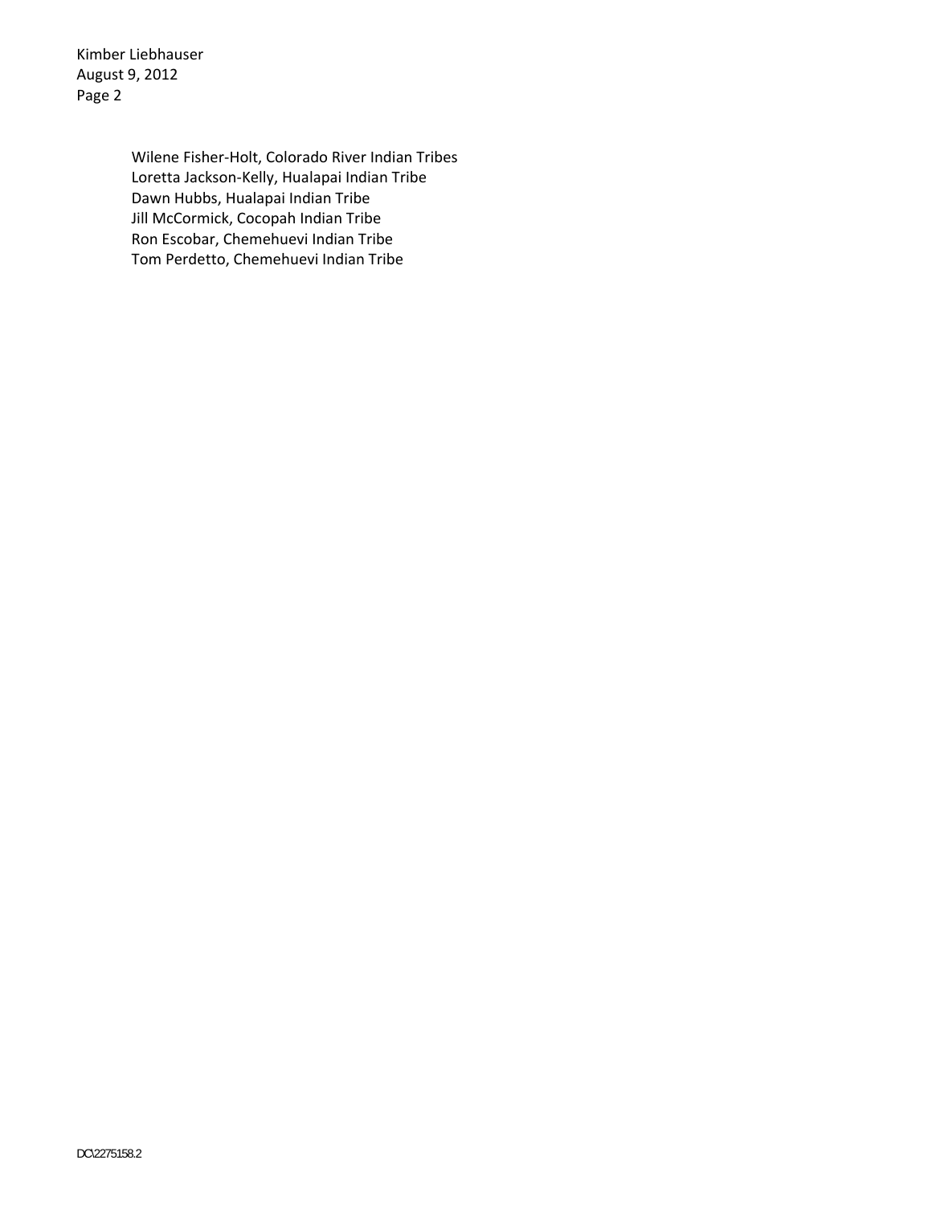Wilene Fisher-Holt, Colorado River Indian Tribes
Loretta Jackson-Kelly, Hualapai Indian Tribe
Dawn Hubbs, Hualapai Indian Tribe
Jill McCormick, Cocopah Indian Tribe
Ron Escobar, Chemehuevi Indian Tribe
Tom Perdetto, Chemehuevi Indian Tribe

DC\2275158.2